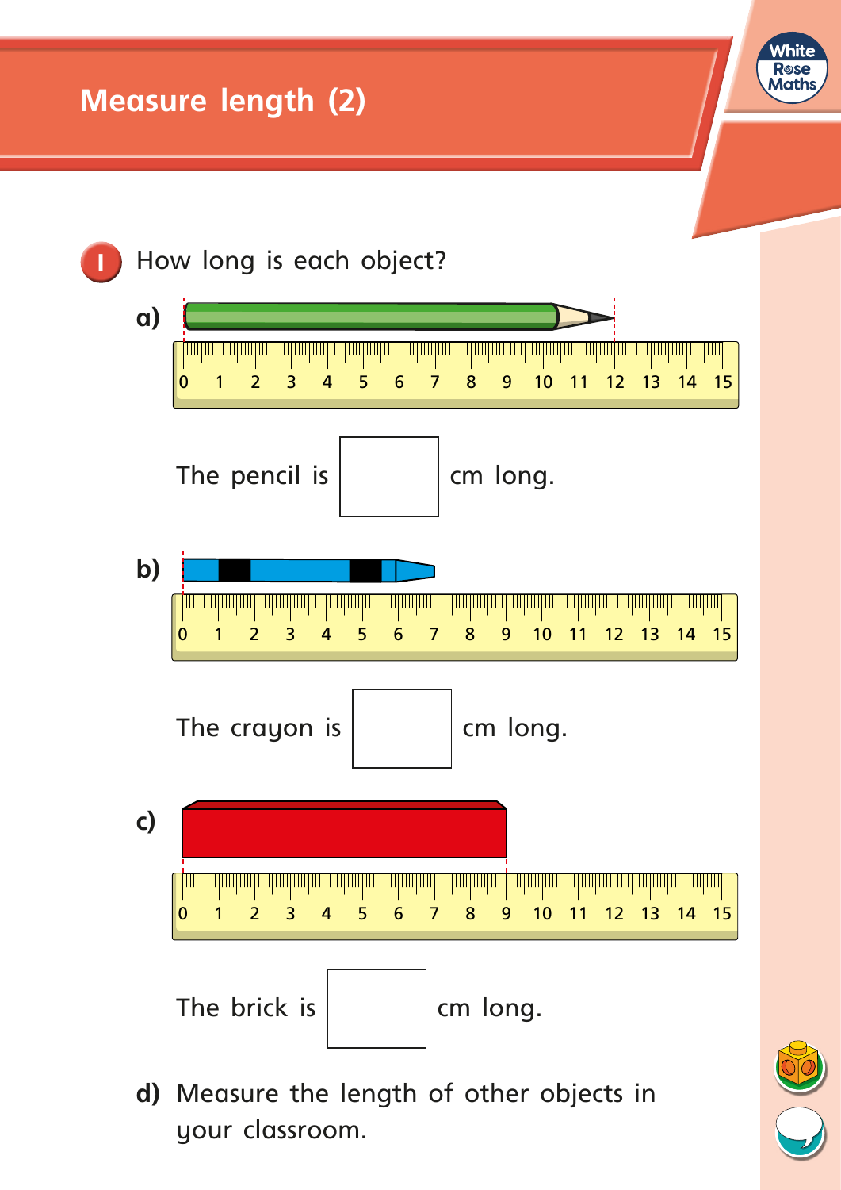# Measure length (2)

**1** How long is each object?

**a)**

The pencil is ☐ cm long.

**b)**

The crayon is ☐ cm long.

**c)**

The brick is ☐ cm long.

**d)** Measure the length of other objects in your classroom.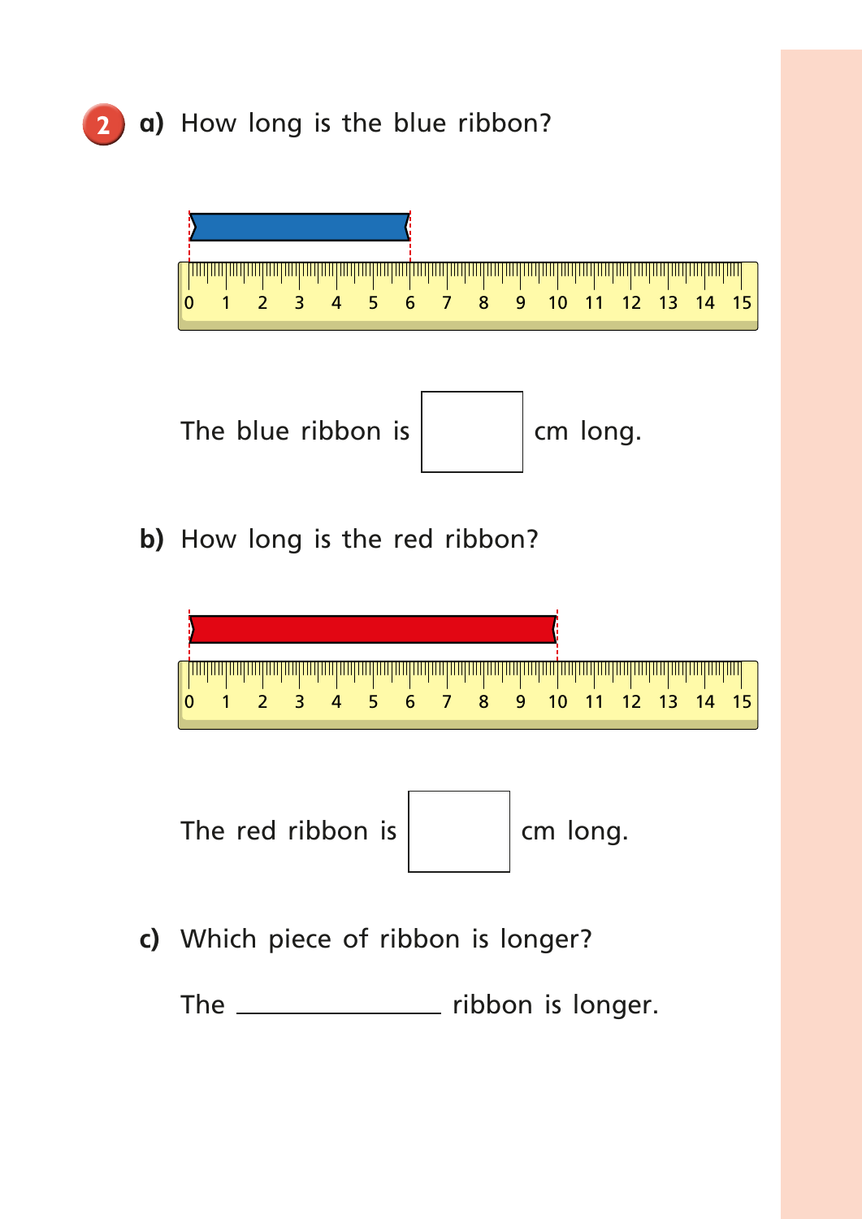**2** **a)** How long is the blue ribbon?

0 1 2 3 4 5 6 7 8 9 10 11 12 13 14 15

The blue ribbon is ☐ cm long.

**b)** How long is the red ribbon?

0 1 2 3 4 5 6 7 8 9 10 11 12 13 14 15

The red ribbon is ☐ cm long.

**c)** Which piece of ribbon is longer?

The ______________ ribbon is longer.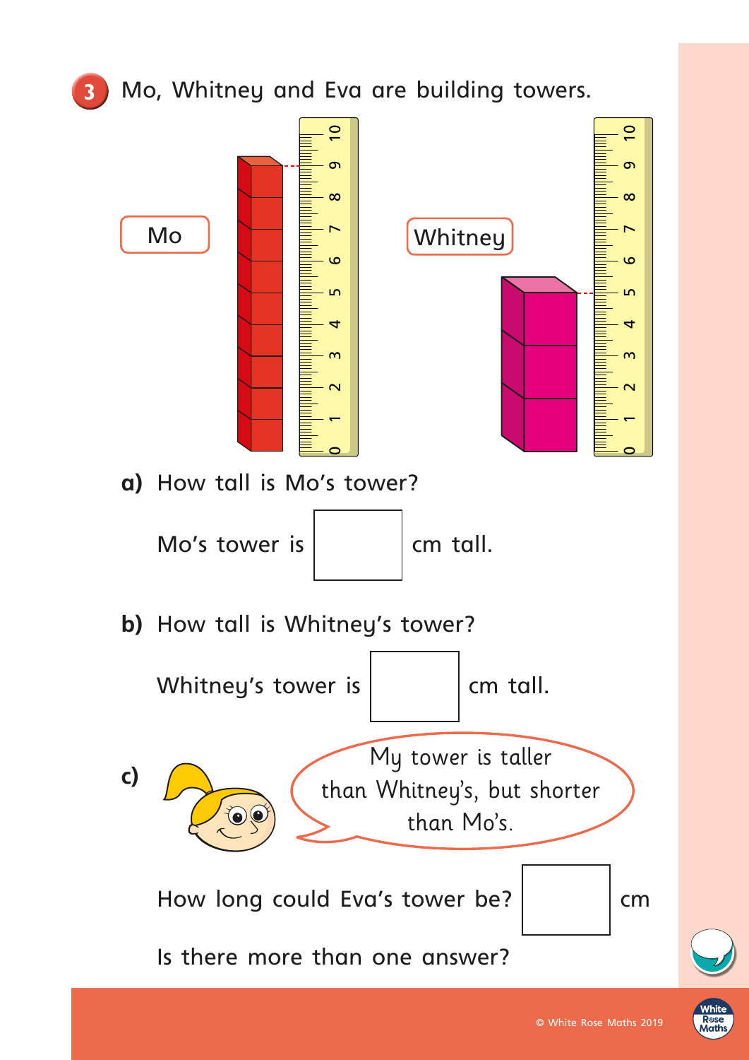**3** Mo, Whitney and Eva are building towers.

Mo

Whitney

**a)** How tall is Mo's tower?

Mo's tower is ☐ cm tall.

**b)** How tall is Whitney's tower?

Whitney's tower is ☐ cm tall.

**c)** My tower is taller than Whitney's, but shorter than Mo's.

How long could Eva's tower be? ☐ cm

Is there more than one answer?